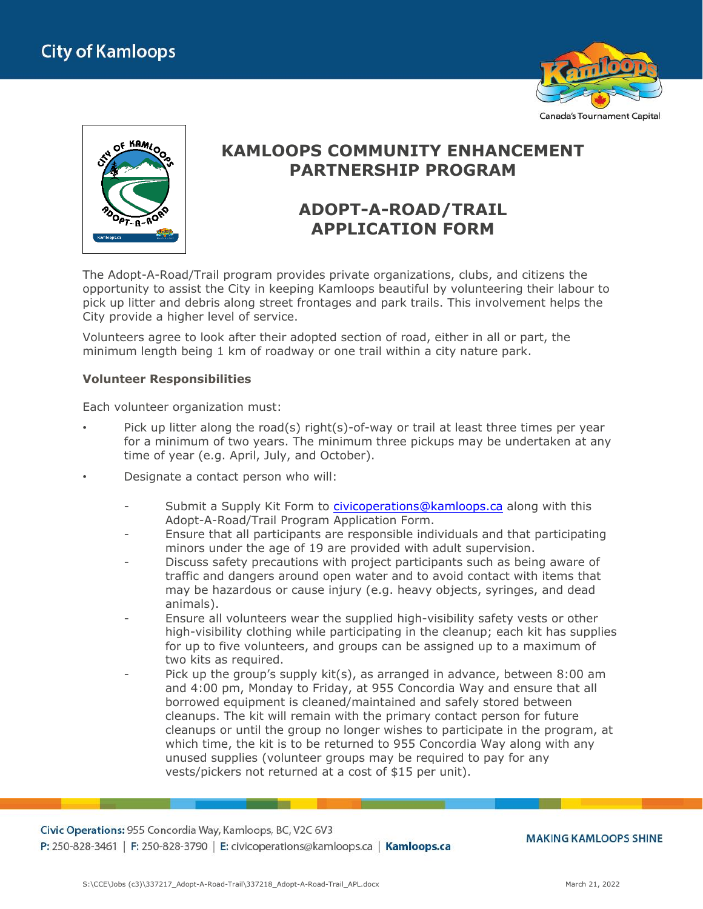# KAMLOOPS COMMUNITY ENHANCEMENT PARTNERSHIP PROGRAM

## ADOPT-A-ROAD/TRAIL APPLICATION FORM

The Adopt-A-Road/Trail program provides private organizations, clubs, and citizens the opportunity to assist the City in keeping Kamloops beautiful by volunteering their labour to pick up litter and debris along street frontages and park trails. This involvement helps the City provide a higher level of service.

Volunteers agree to look after their adopted section of road, either in all or part, the minimum length being 1 km of roadway or one trail within a city nature park.

**Volunteer Responsibilities**

Each volunteer organization must:

- Pick up litter along the road(s) right(s)-of-way or trail at least three times per year for a minimum of two years. The minimum three pickups may be undertaken at any time of year (e.g. April, July, and October).
- Designate a contact person who will:
  - Submit a Supply Kit Form to civicoperations@kamloops.ca along with this Adopt-A-Road/Trail Program Application Form.
  - Ensure that all participants are responsible individuals and that participating minors under the age of 19 are provided with adult supervision.
  - Discuss safety precautions with project participants such as being aware of traffic and dangers around open water and to avoid contact with items that may be hazardous or cause injury (e.g. heavy objects, syringes, and dead animals).
  - Ensure all volunteers wear the supplied high-visibility safety vests or other high-visibility clothing while participating in the cleanup; each kit has supplies for up to five volunteers, and groups can be assigned up to a maximum of two kits as required.
  - Pick up the group's supply kit(s), as arranged in advance, between 8:00 am and 4:00 pm, Monday to Friday, at 955 Concordia Way and ensure that all borrowed equipment is cleaned/maintained and safely stored between cleanups. The kit will remain with the primary contact person for future cleanups or until the group no longer wishes to participate in the program, at which time, the kit is to be returned to 955 Concordia Way along with any unused supplies (volunteer groups may be required to pay for any vests/pickers not returned at a cost of $15 per unit).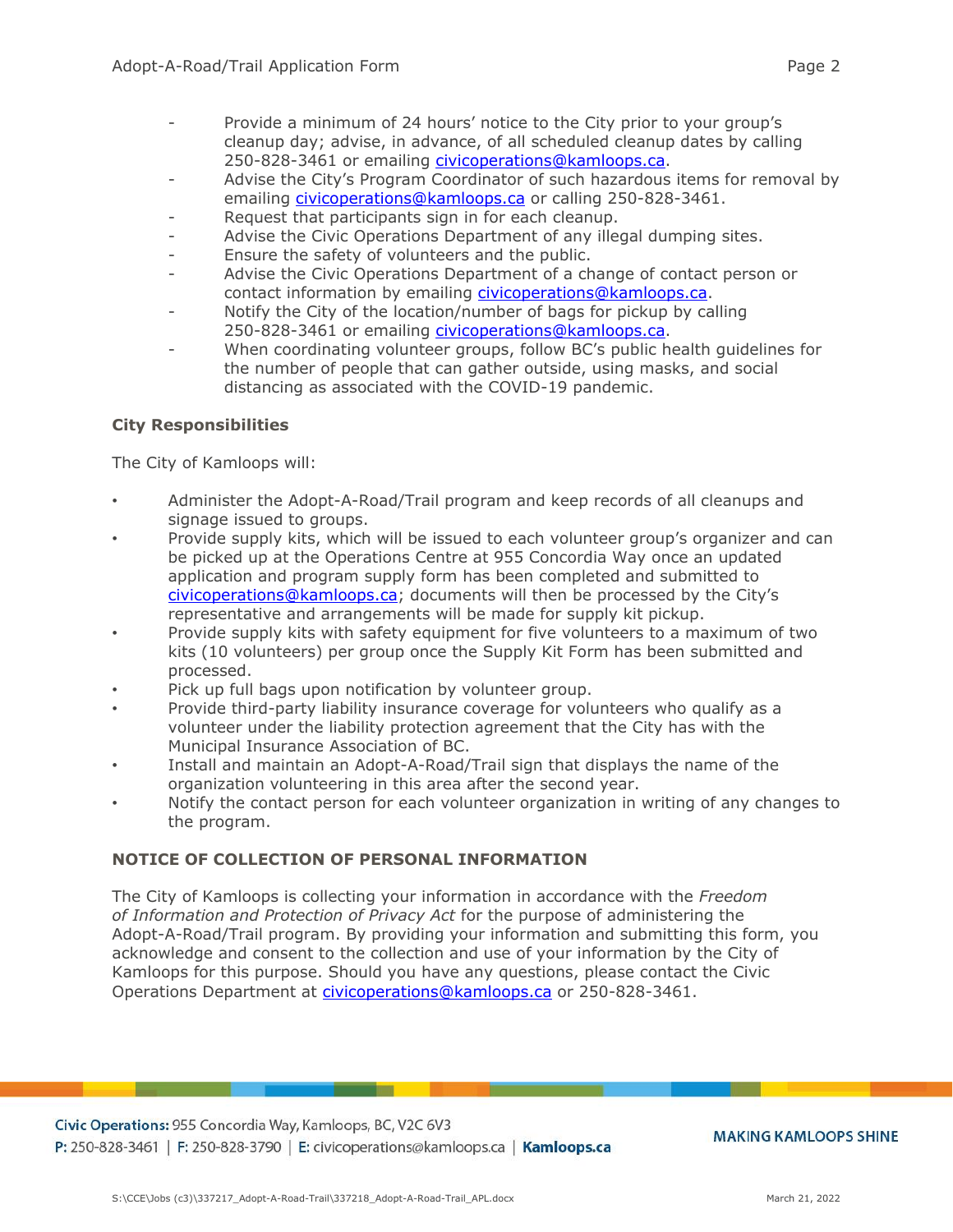- Provide a minimum of 24 hours' notice to the City prior to your group's cleanup day; advise, in advance, of all scheduled cleanup dates by calling 250-828-3461 or emailing civicoperations@kamloops.ca.
- Advise the City's Program Coordinator of such hazardous items for removal by emailing civicoperations@kamloops.ca or calling 250-828-3461.
- Request that participants sign in for each cleanup.
- Advise the Civic Operations Department of any illegal dumping sites.
- Ensure the safety of volunteers and the public.
- Advise the Civic Operations Department of a change of contact person or contact information by emailing civicoperations@kamloops.ca.
- Notify the City of the location/number of bags for pickup by calling 250-828-3461 or emailing civicoperations@kamloops.ca.
- When coordinating volunteer groups, follow BC's public health guidelines for the number of people that can gather outside, using masks, and social distancing as associated with the COVID-19 pandemic.

**City Responsibilities**

The City of Kamloops will:

- Administer the Adopt-A-Road/Trail program and keep records of all cleanups and signage issued to groups.
- Provide supply kits, which will be issued to each volunteer group's organizer and can be picked up at the Operations Centre at 955 Concordia Way once an updated application and program supply form has been completed and submitted to civicoperations@kamloops.ca; documents will then be processed by the City's representative and arrangements will be made for supply kit pickup.
- Provide supply kits with safety equipment for five volunteers to a maximum of two kits (10 volunteers) per group once the Supply Kit Form has been submitted and processed.
- Pick up full bags upon notification by volunteer group.
- Provide third-party liability insurance coverage for volunteers who qualify as a volunteer under the liability protection agreement that the City has with the Municipal Insurance Association of BC.
- Install and maintain an Adopt-A-Road/Trail sign that displays the name of the organization volunteering in this area after the second year.
- Notify the contact person for each volunteer organization in writing of any changes to the program.

**NOTICE OF COLLECTION OF PERSONAL INFORMATION**

The City of Kamloops is collecting your information in accordance with the *Freedom of Information and Protection of Privacy Act* for the purpose of administering the Adopt-A-Road/Trail program. By providing your information and submitting this form, you acknowledge and consent to the collection and use of your information by the City of Kamloops for this purpose. Should you have any questions, please contact the Civic Operations Department at civicoperations@kamloops.ca or 250-828-3461.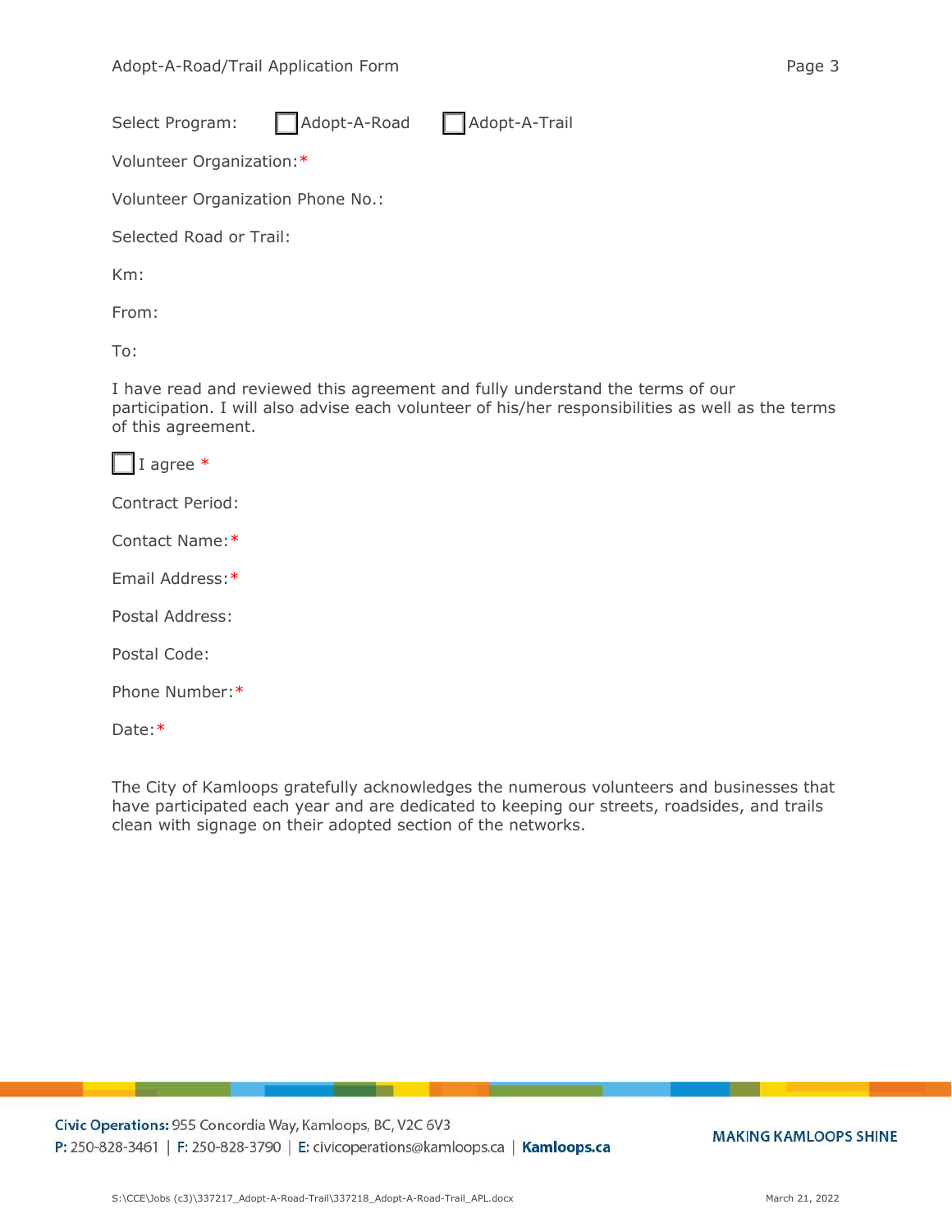Select Program: ☐ Adopt-A-Road ☐ Adopt-A-Trail

Volunteer Organization:*

Volunteer Organization Phone No.:

Selected Road or Trail:

Km:

From:

To:

I have read and reviewed this agreement and fully understand the terms of our participation. I will also advise each volunteer of his/her responsibilities as well as the terms of this agreement.

☐ I agree *

Contract Period:

Contact Name:*

Email Address:*

Postal Address:

Postal Code:

Phone Number:*

Date:*

The City of Kamloops gratefully acknowledges the numerous volunteers and businesses that have participated each year and are dedicated to keeping our streets, roadsides, and trails clean with signage on their adopted section of the networks.

**Civic Operations:** 955 Concordia Way, Kamloops, BC, V2C 6V3
**P:** 250-828-3461 | **F:** 250-828-3790 | **E:** civicoperations@kamloops.ca | **Kamloops.ca**

MAKING KAMLOOPS SHINE